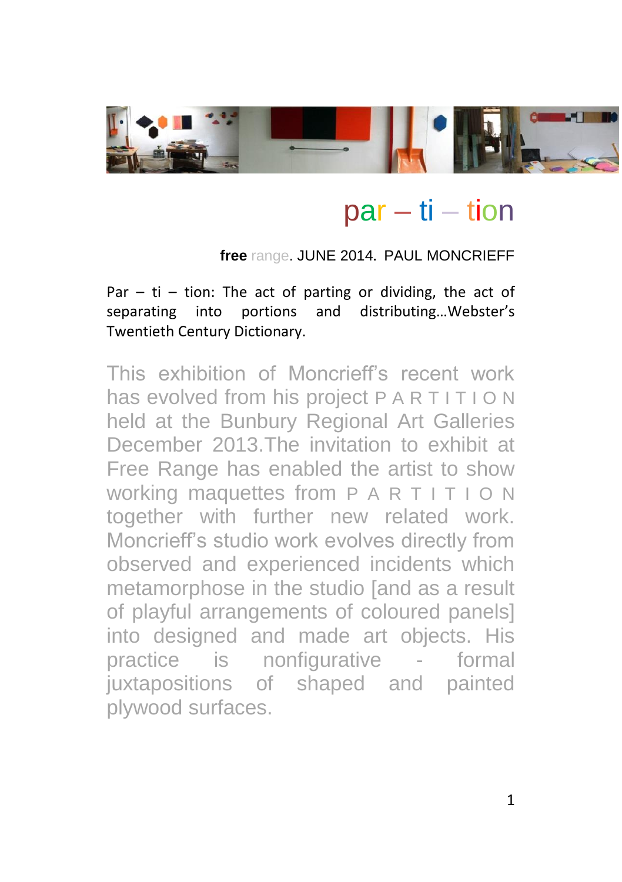# par – ti – tion

**free** range. JUNE 2014. PAUL MONCRIEFF

Par – ti – tion: The act of parting or dividing, the act of separating into portions and distributing…Webster's Twentieth Century Dictionary.

This exhibition of Moncrieff's recent work has evolved from his project P A R T I T I O N held at the Bunbury Regional Art Galleries December 2013.The invitation to exhibit at Free Range has enabled the artist to show working maquettes from P A R T I T I O N together with further new related work. Moncrieff's studio work evolves directly from observed and experienced incidents which metamorphose in the studio [and as a result of playful arrangements of coloured panels] into designed and made art objects. His practice is nonfigurative - formal juxtapositions of shaped and painted plywood surfaces.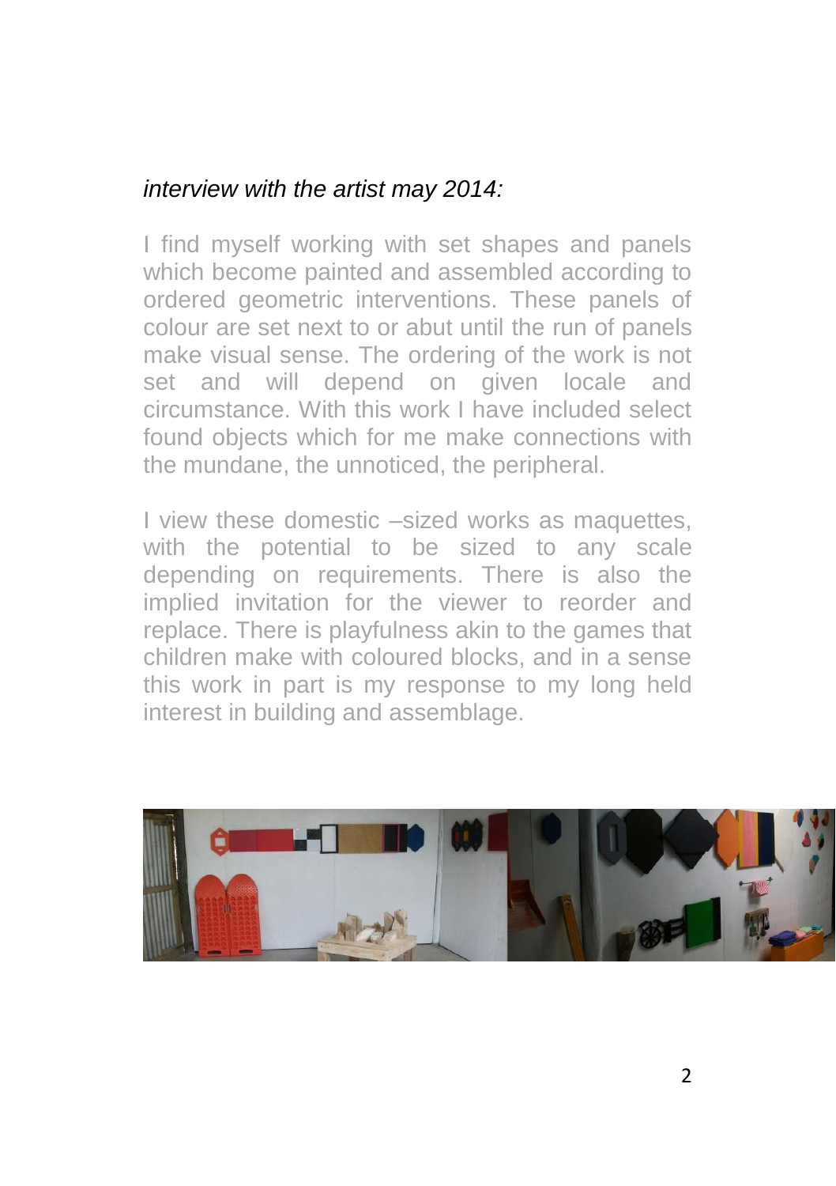*interview with the artist may 2014:*

I find myself working with set shapes and panels which become painted and assembled according to ordered geometric interventions. These panels of colour are set next to or abut until the run of panels make visual sense. The ordering of the work is not set and will depend on given locale and circumstance. With this work I have included select found objects which for me make connections with the mundane, the unnoticed, the peripheral.

I view these domestic –sized works as maquettes, with the potential to be sized to any scale depending on requirements. There is also the implied invitation for the viewer to reorder and replace. There is playfulness akin to the games that children make with coloured blocks, and in a sense this work in part is my response to my long held interest in building and assemblage.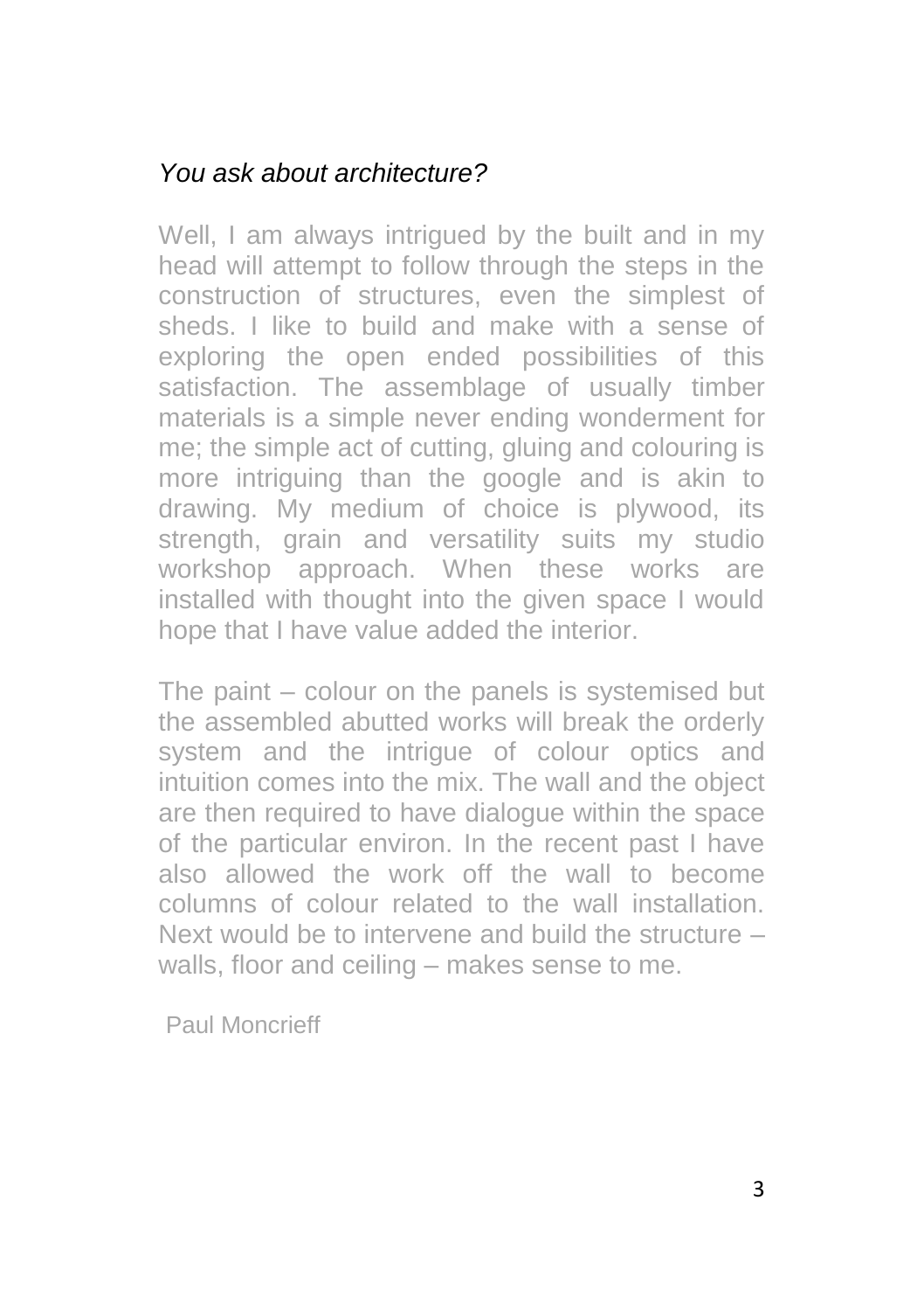*You ask about architecture?*

Well, I am always intrigued by the built and in my head will attempt to follow through the steps in the construction of structures, even the simplest of sheds. I like to build and make with a sense of exploring the open ended possibilities of this satisfaction. The assemblage of usually timber materials is a simple never ending wonderment for me; the simple act of cutting, gluing and colouring is more intriguing than the google and is akin to drawing. My medium of choice is plywood, its strength, grain and versatility suits my studio workshop approach. When these works are installed with thought into the given space I would hope that I have value added the interior.

The paint – colour on the panels is systemised but the assembled abutted works will break the orderly system and the intrigue of colour optics and intuition comes into the mix. The wall and the object are then required to have dialogue within the space of the particular environ. In the recent past I have also allowed the work off the wall to become columns of colour related to the wall installation. Next would be to intervene and build the structure – walls, floor and ceiling – makes sense to me.

Paul Moncrieff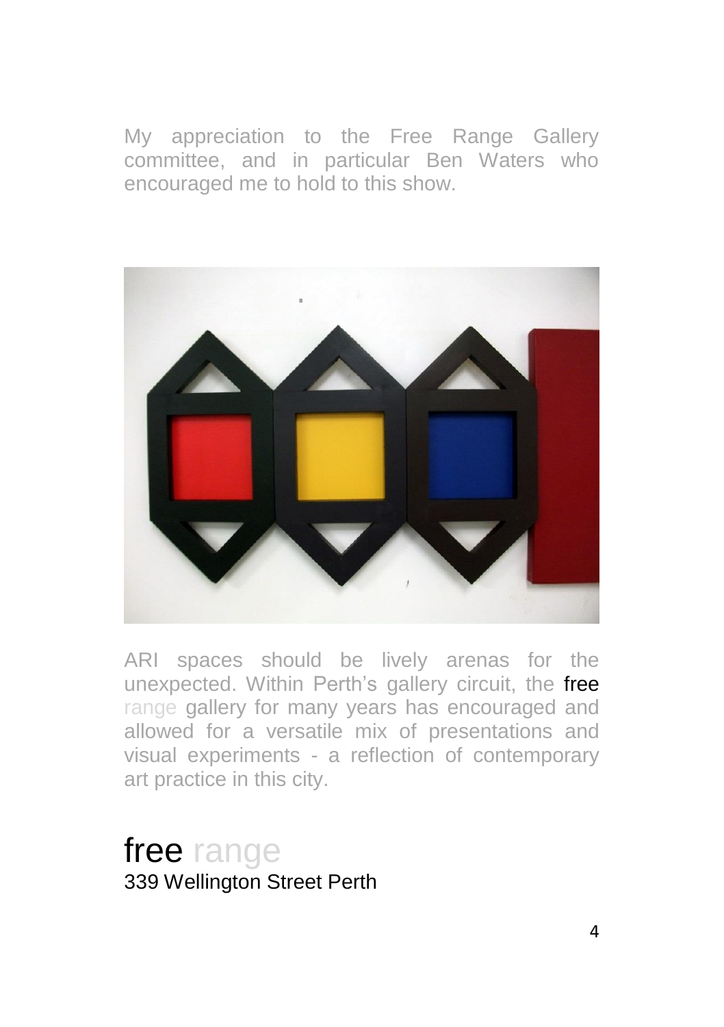My appreciation to the Free Range Gallery committee, and in particular Ben Waters who encouraged me to hold to this show.

ARI spaces should be lively arenas for the unexpected. Within Perth's gallery circuit, the free range gallery for many years has encouraged and allowed for a versatile mix of presentations and visual experiments - a reflection of contemporary art practice in this city.

## free range

339 Wellington Street Perth